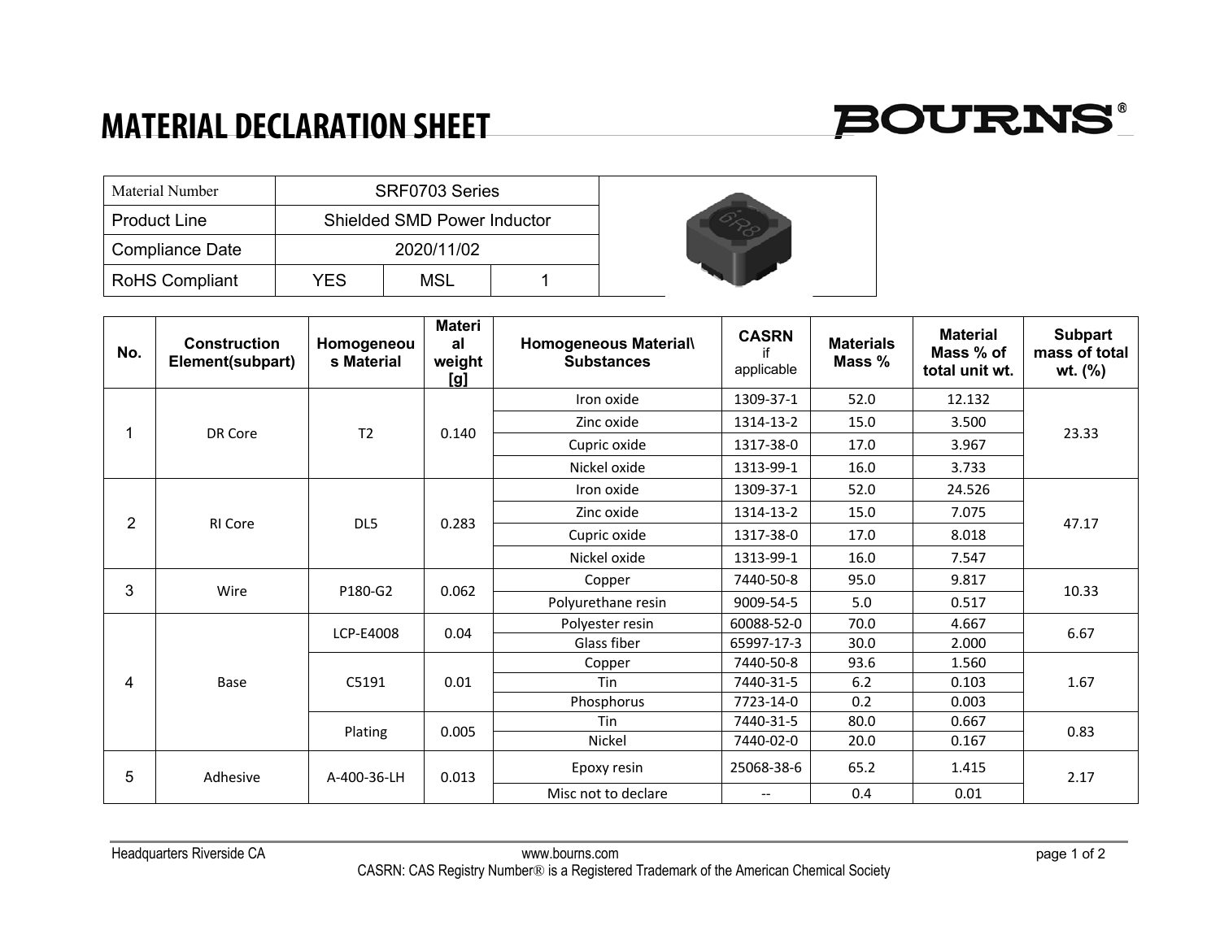# MATERIAL DECLARATION SHEET

BOURNS®

| Material Number | SRF0703 Series | | |
|---|---|---|---|
| Product Line | Shielded SMD Power Inductor | | |
| Compliance Date | 2020/11/02 | | |
| RoHS Compliant | YES | MSL | 1 |

| No. | Construction Element(subpart) | Homogeneous Material | Material weight [g] | Homogeneous Material\ Substances | CASRN if applicable | Materials Mass % | Material Mass % of total unit wt. | Subpart mass of total wt. (%) |
|---|---|---|---|---|---|---|---|---|
| 1 | DR Core | T2 | 0.140 | Iron oxide | 1309-37-1 | 52.0 | 12.132 | 23.33 |
| | | | | Zinc oxide | 1314-13-2 | 15.0 | 3.500 | |
| | | | | Cupric oxide | 1317-38-0 | 17.0 | 3.967 | |
| | | | | Nickel oxide | 1313-99-1 | 16.0 | 3.733 | |
| 2 | RI Core | DL5 | 0.283 | Iron oxide | 1309-37-1 | 52.0 | 24.526 | 47.17 |
| | | | | Zinc oxide | 1314-13-2 | 15.0 | 7.075 | |
| | | | | Cupric oxide | 1317-38-0 | 17.0 | 8.018 | |
| | | | | Nickel oxide | 1313-99-1 | 16.0 | 7.547 | |
| 3 | Wire | P180-G2 | 0.062 | Copper | 7440-50-8 | 95.0 | 9.817 | 10.33 |
| | | | | Polyurethane resin | 9009-54-5 | 5.0 | 0.517 | |
| 4 | Base | LCP-E4008 | 0.04 | Polyester resin | 60088-52-0 | 70.0 | 4.667 | 6.67 |
| | | | | Glass fiber | 65997-17-3 | 30.0 | 2.000 | |
| | | C5191 | 0.01 | Copper | 7440-50-8 | 93.6 | 1.560 | 1.67 |
| | | | | Tin | 7440-31-5 | 6.2 | 0.103 | |
| | | | | Phosphorus | 7723-14-0 | 0.2 | 0.003 | |
| | | Plating | 0.005 | Tin | 7440-31-5 | 80.0 | 0.667 | 0.83 |
| | | | | Nickel | 7440-02-0 | 20.0 | 0.167 | |
| 5 | Adhesive | A-400-36-LH | 0.013 | Epoxy resin | 25068-38-6 | 65.2 | 1.415 | 2.17 |
| | | | | Misc not to declare | -- | 0.4 | 0.01 | |

Headquarters Riverside CA www.bourns.com

CASRN: CAS Registry Number® is a Registered Trademark of the American Chemical Society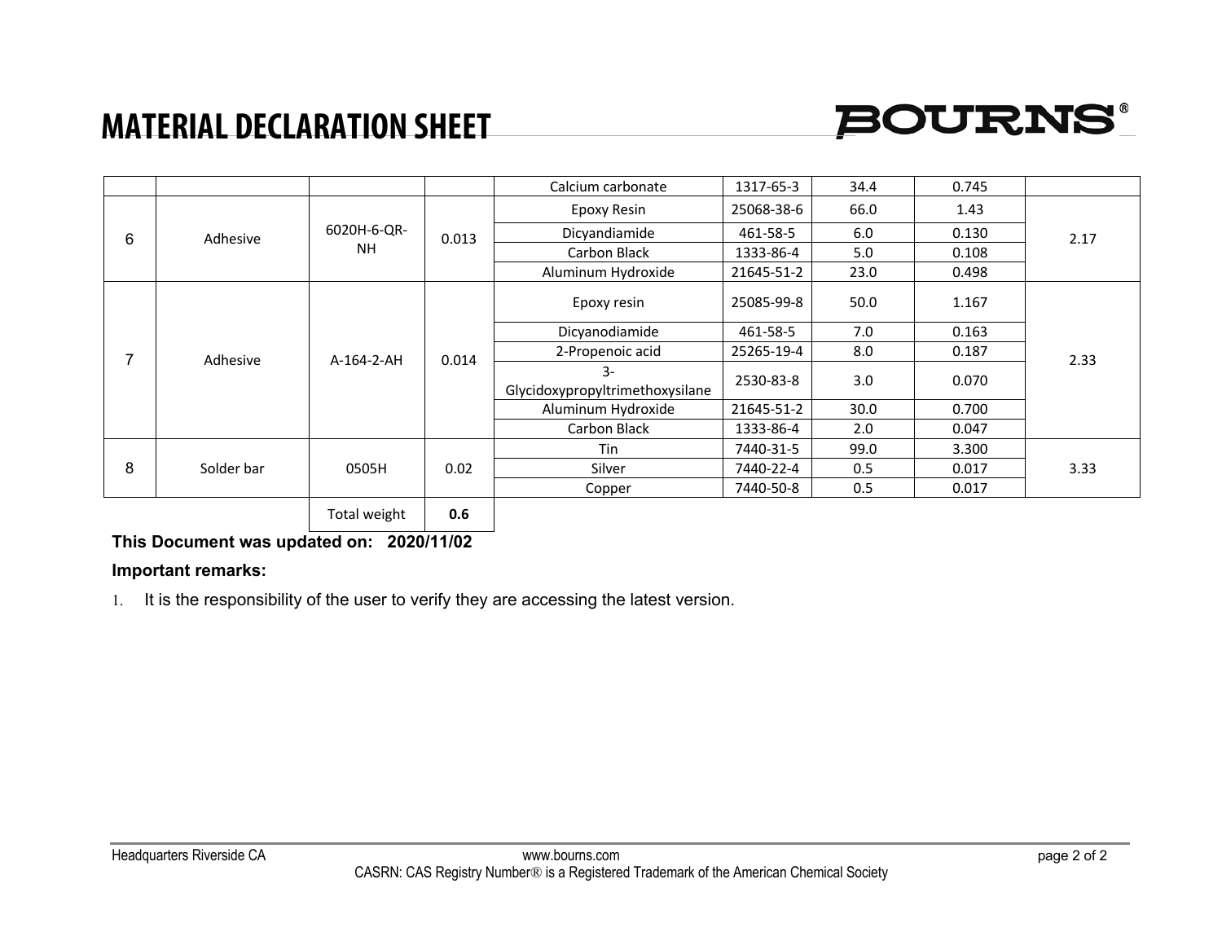# MATERIAL DECLARATION SHEET

| | | | | | | | | |
|---|---|---|---|---|---|---|---|---|
| | | | | Calcium carbonate | 1317-65-3 | 34.4 | 0.745 | |
| 6 | Adhesive | 6020H-6-QR-NH | 0.013 | Epoxy Resin | 25068-38-6 | 66.0 | 1.43 | 2.17 |
| | | | | Dicyandiamide | 461-58-5 | 6.0 | 0.130 | |
| | | | | Carbon Black | 1333-86-4 | 5.0 | 0.108 | |
| | | | | Aluminum Hydroxide | 21645-51-2 | 23.0 | 0.498 | |
| 7 | Adhesive | A-164-2-AH | 0.014 | Epoxy resin | 25085-99-8 | 50.0 | 1.167 | 2.33 |
| | | | | Dicyanodiamide | 461-58-5 | 7.0 | 0.163 | |
| | | | | 2-Propenoic acid | 25265-19-4 | 8.0 | 0.187 | |
| | | | | 3-Glycidoxypropyltrimethoxysilane | 2530-83-8 | 3.0 | 0.070 | |
| | | | | Aluminum Hydroxide | 21645-51-2 | 30.0 | 0.700 | |
| | | | | Carbon Black | 1333-86-4 | 2.0 | 0.047 | |
| 8 | Solder bar | 0505H | 0.02 | Tin | 7440-31-5 | 99.0 | 3.300 | 3.33 |
| | | | | Silver | 7440-22-4 | 0.5 | 0.017 | |
| | | | | Copper | 7440-50-8 | 0.5 | 0.017 | |
| | | Total weight | **0.6** | | | | | |

**This Document was updated on: 2020/11/02**

**Important remarks:**

1. It is the responsibility of the user to verify they are accessing the latest version.

Headquarters Riverside CA

www.bourns.com

CASRN: CAS Registry Number® is a Registered Trademark of the American Chemical Society